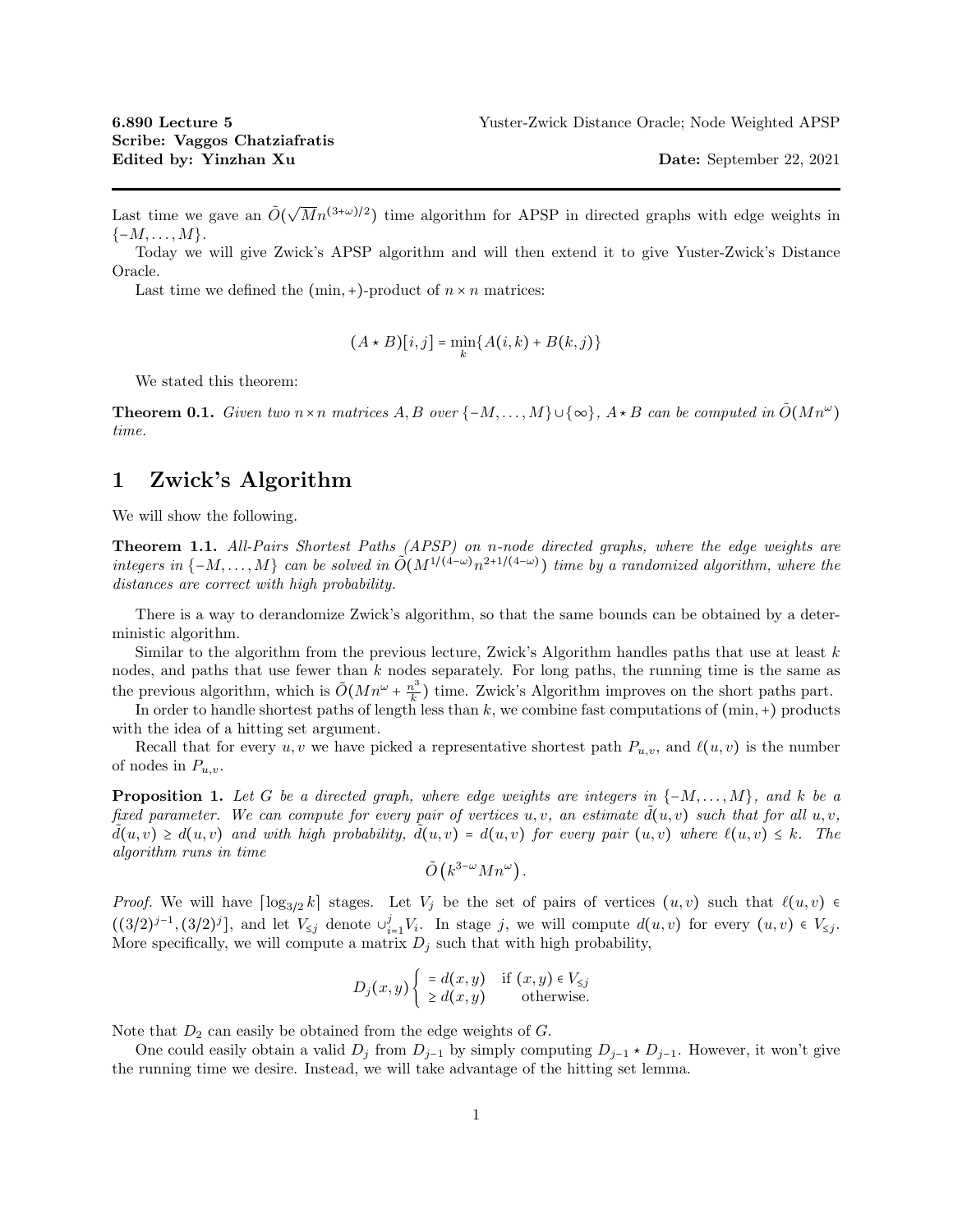**6.890 Lecture 5** Yuster-Zwick Distance Oracle; Node Weighted APSP
**Scribe: Vaggos Chatziafratis**
**Edited by: Yinzhan Xu** **Date:** September 22, 2021

---

Last time we gave an $\tilde{O}(\sqrt{M}n^{(3+\omega)/2})$ time algorithm for APSP in directed graphs with edge weights in $\{-M, \ldots, M\}$.

Today we will give Zwick's APSP algorithm and will then extend it to give Yuster-Zwick's Distance Oracle.

Last time we defined the $(\min, +)$-product of $n \times n$ matrices:

$$(A \star B)[i,j] = \min_k \{A(i,k) + B(k,j)\}$$

We stated this theorem:

**Theorem 0.1.** *Given two $n \times n$ matrices $A, B$ over $\{-M, \ldots, M\} \cup \{\infty\}$, $A \star B$ can be computed in $\tilde{O}(Mn^{\omega})$ time.*

# 1 Zwick's Algorithm

We will show the following.

**Theorem 1.1.** *All-Pairs Shortest Paths (APSP) on $n$-node directed graphs, where the edge weights are integers in $\{-M, \ldots, M\}$ can be solved in $\tilde{O}(M^{1/(4-\omega)}n^{2+1/(4-\omega)})$ time by a randomized algorithm, where the distances are correct with high probability.*

There is a way to derandomize Zwick's algorithm, so that the same bounds can be obtained by a deterministic algorithm.

Similar to the algorithm from the previous lecture, Zwick's Algorithm handles paths that use at least $k$ nodes, and paths that use fewer than $k$ nodes separately. For long paths, the running time is the same as the previous algorithm, which is $\tilde{O}(Mn^{\omega} + \frac{n^3}{k})$ time. Zwick's Algorithm improves on the short paths part.

In order to handle shortest paths of length less than $k$, we combine fast computations of $(\min, +)$ products with the idea of a hitting set argument.

Recall that for every $u, v$ we have picked a representative shortest path $P_{u,v}$, and $\ell(u,v)$ is the number of nodes in $P_{u,v}$.

**Proposition 1.** *Let $G$ be a directed graph, where edge weights are integers in $\{-M, \ldots, M\}$, and $k$ be a fixed parameter. We can compute for every pair of vertices $u, v$, an estimate $\tilde{d}(u,v)$ such that for all $u, v$, $\tilde{d}(u,v) \geq d(u,v)$ and with high probability, $\tilde{d}(u,v) = d(u,v)$ for every pair $(u,v)$ where $\ell(u,v) \leq k$. The algorithm runs in time*

$$\tilde{O}\left(k^{3-\omega}Mn^{\omega}\right).$$

*Proof.* We will have $\lceil \log_{3/2} k \rceil$ stages. Let $V_j$ be the set of pairs of vertices $(u,v)$ such that $\ell(u,v) \in ((3/2)^{j-1}, (3/2)^j]$, and let $V_{\leq j}$ denote $\cup_{i=1}^{j} V_i$. In stage $j$, we will compute $d(u,v)$ for every $(u,v) \in V_{\leq j}$. More specifically, we will compute a matrix $D_j$ such that with high probability,

$$D_j(x,y) \begin{cases} = d(x,y) & \text{if } (x,y) \in V_{\leq j} \\ \geq d(x,y) & \text{otherwise.} \end{cases}$$

Note that $D_2$ can easily be obtained from the edge weights of $G$.

One could easily obtain a valid $D_j$ from $D_{j-1}$ by simply computing $D_{j-1} \star D_{j-1}$. However, it won't give the running time we desire. Instead, we will take advantage of the hitting set lemma.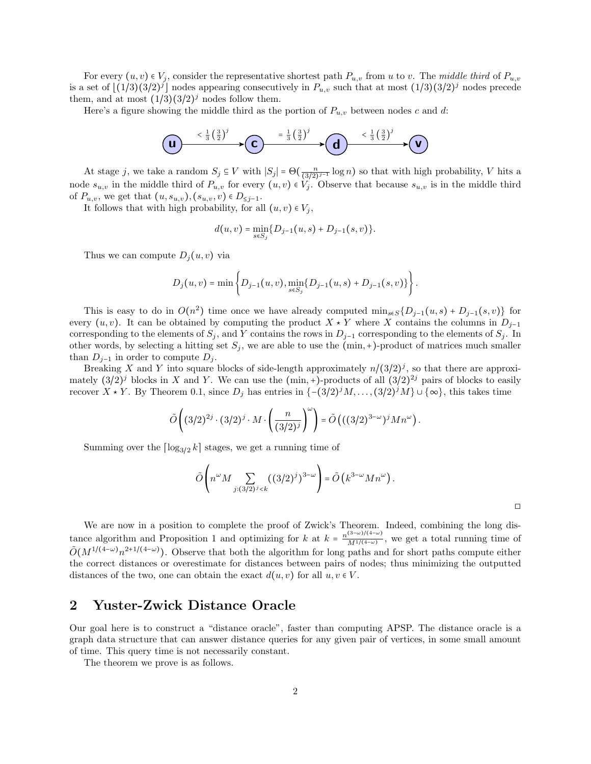For every $(u,v) \in V_j$, consider the representative shortest path $P_{u,v}$ from $u$ to $v$. The *middle third* of $P_{u,v}$ is a set of $\lfloor(1/3)(3/2)^j\rfloor$ nodes appearing consecutively in $P_{u,v}$ such that at most $(1/3)(3/2)^j$ nodes precede them, and at most $(1/3)(3/2)^j$ nodes follow them.

Here's a figure showing the middle third as the portion of $P_{u,v}$ between nodes $c$ and $d$:

$$u \xrightarrow{< \frac{1}{3}\left(\frac{3}{2}\right)^j} c \xrightarrow{= \frac{1}{3}\left(\frac{3}{2}\right)^j} d \xrightarrow{< \frac{1}{3}\left(\frac{3}{2}\right)^j} v$$

At stage $j$, we take a random $S_j \subseteq V$ with $|S_j| = \Theta(\frac{n}{(3/2)^{j-1}} \log n)$ so that with high probability, $V$ hits a node $s_{u,v}$ in the middle third of $P_{u,v}$ for every $(u,v) \in V_j$. Observe that because $s_{u,v}$ is in the middle third of $P_{u,v}$, we get that $(u, s_{u,v}), (s_{u,v}, v) \in D_{\leq j-1}$.

It follows that with high probability, for all $(u,v) \in V_j$,

$$d(u,v) = \min_{s \in S_j}\{D_{j-1}(u,s) + D_{j-1}(s,v)\}.$$

Thus we can compute $D_j(u,v)$ via

$$D_j(u,v) = \min\left\{D_{j-1}(u,v), \min_{s \in S_j}\{D_{j-1}(u,s) + D_{j-1}(s,v)\}\right\}.$$

This is easy to do in $O(n^2)$ time once we have already computed $\min_{s\in S}\{D_{j-1}(u,s) + D_{j-1}(s,v)\}$ for every $(u,v)$. It can be obtained by computing the product $X \star Y$ where $X$ contains the columns in $D_{j-1}$ corresponding to the elements of $S_j$, and $Y$ contains the rows in $D_{j-1}$ corresponding to the elements of $S_j$. In other words, by selecting a hitting set $S_j$, we are able to use the $(\min,+)$-product of matrices much smaller than $D_{j-1}$ in order to compute $D_j$.

Breaking $X$ and $Y$ into square blocks of side-length approximately $n/(3/2)^j$, so that there are approximately $(3/2)^j$ blocks in $X$ and $Y$. We can use the $(\min,+)$-products of all $(3/2)^{2j}$ pairs of blocks to easily recover $X \star Y$. By Theorem 0.1, since $D_j$ has entries in $\{-(3/2)^j M, \ldots, (3/2)^j M\} \cup \{\infty\}$, this takes time

$$\tilde{O}\left((3/2)^{2j} \cdot (3/2)^j \cdot M \cdot \left(\frac{n}{(3/2)^j}\right)^\omega\right) = \tilde{O}\left(((3/2)^{3-\omega})^j M n^\omega\right).$$

Summing over the $\lceil \log_{3/2} k \rceil$ stages, we get a running time of

$$\tilde{O}\left(n^\omega M \sum_{j:(3/2)^j < k} ((3/2)^j)^{3-\omega}\right) = \tilde{O}\left(k^{3-\omega} M n^\omega\right).$$

□

We are now in a position to complete the proof of Zwick's Theorem. Indeed, combining the long distance algorithm and Proposition 1 and optimizing for $k$ at $k = \frac{n^{(3-\omega)/(4-\omega)}}{M^{1/(4-\omega)}}$, we get a total running time of $\tilde{O}(M^{1/(4-\omega)} n^{2+1/(4-\omega)})$. Observe that both the algorithm for long paths and for short paths compute either the correct distances or overestimate for distances between pairs of nodes; thus minimizing the outputted distances of the two, one can obtain the exact $d(u,v)$ for all $u, v \in V$.

## 2 Yuster-Zwick Distance Oracle

Our goal here is to construct a "distance oracle", faster than computing APSP. The distance oracle is a graph data structure that can answer distance queries for any given pair of vertices, in some small amount of time. This query time is not necessarily constant.

The theorem we prove is as follows.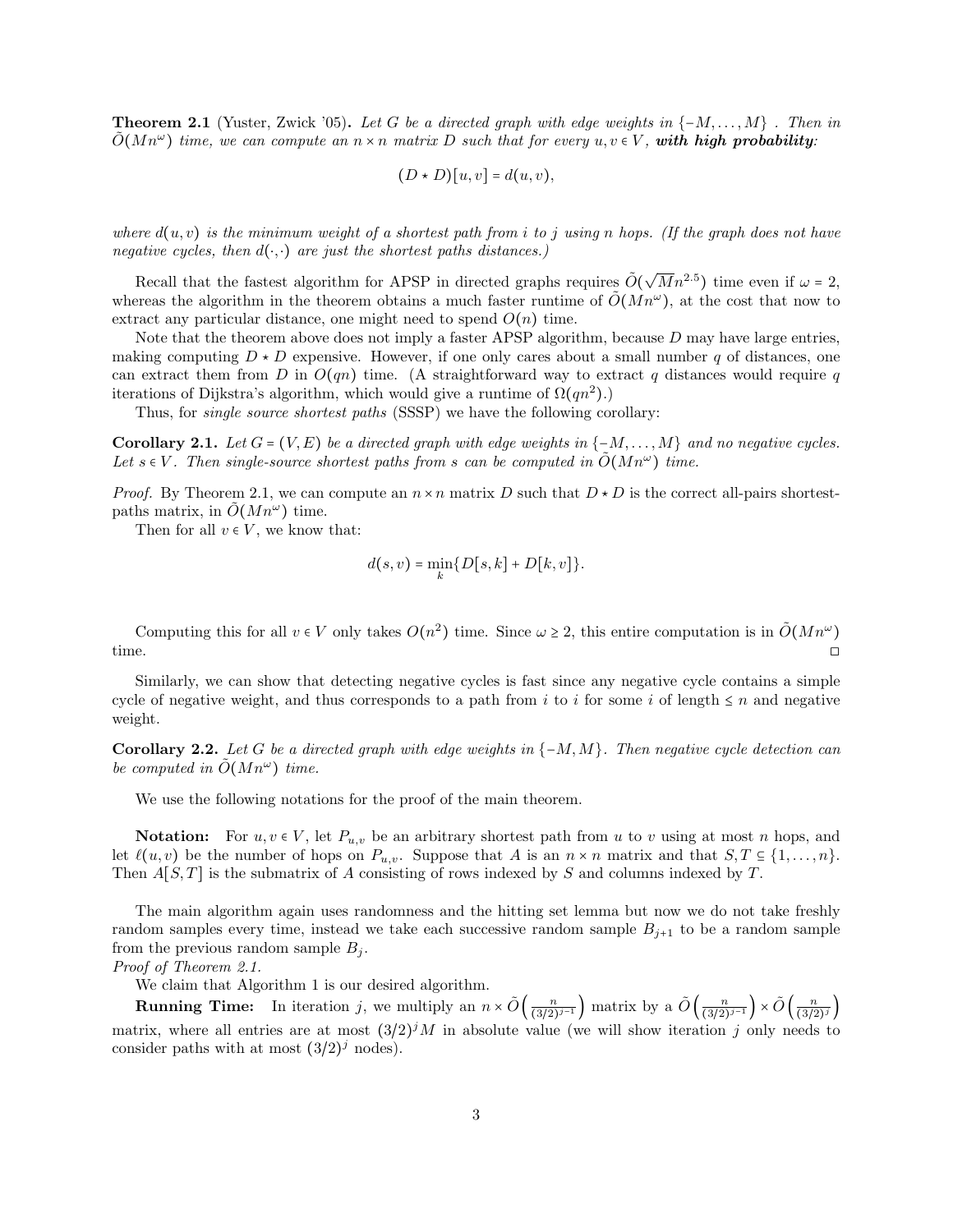**Theorem 2.1** (Yuster, Zwick '05)**.** *Let $G$ be a directed graph with edge weights in $\{-M, \dots, M\}$ . Then in $\tilde{O}(Mn^\omega)$ time, we can compute an $n \times n$ matrix $D$ such that for every $u, v \in V$,* ***with high probability****:*

$$(D \star D)[u, v] = d(u, v),$$

*where $d(u, v)$ is the minimum weight of a shortest path from $i$ to $j$ using $n$ hops. (If the graph does not have negative cycles, then $d(\cdot, \cdot)$ are just the shortest paths distances.)*

Recall that the fastest algorithm for APSP in directed graphs requires $\tilde{O}(\sqrt{M}n^{2.5})$ time even if $\omega = 2$, whereas the algorithm in the theorem obtains a much faster runtime of $\tilde{O}(Mn^\omega)$, at the cost that now to extract any particular distance, one might need to spend $O(n)$ time.

Note that the theorem above does not imply a faster APSP algorithm, because $D$ may have large entries, making computing $D \star D$ expensive. However, if one only cares about a small number $q$ of distances, one can extract them from $D$ in $O(qn)$ time. (A straightforward way to extract $q$ distances would require $q$ iterations of Dijkstra's algorithm, which would give a runtime of $\Omega(qn^2)$.)

Thus, for *single source shortest paths* (SSSP) we have the following corollary:

**Corollary 2.1.** *Let $G = (V, E)$ be a directed graph with edge weights in $\{-M, \dots, M\}$ and no negative cycles. Let $s \in V$. Then single-source shortest paths from $s$ can be computed in $\tilde{O}(Mn^\omega)$ time.*

*Proof.* By Theorem 2.1, we can compute an $n \times n$ matrix $D$ such that $D \star D$ is the correct all-pairs shortest-paths matrix, in $\tilde{O}(Mn^\omega)$ time.

Then for all $v \in V$, we know that:

$$d(s, v) = \min_k \{D[s, k] + D[k, v]\}.$$

Computing this for all $v \in V$ only takes $O(n^2)$ time. Since $\omega \geq 2$, this entire computation is in $\tilde{O}(Mn^\omega)$ time. $\square$

Similarly, we can show that detecting negative cycles is fast since any negative cycle contains a simple cycle of negative weight, and thus corresponds to a path from $i$ to $i$ for some $i$ of length $\leq n$ and negative weight.

**Corollary 2.2.** *Let $G$ be a directed graph with edge weights in $\{-M, M\}$. Then negative cycle detection can be computed in $\tilde{O}(Mn^\omega)$ time.*

We use the following notations for the proof of the main theorem.

**Notation:** For $u, v \in V$, let $P_{u,v}$ be an arbitrary shortest path from $u$ to $v$ using at most $n$ hops, and let $\ell(u, v)$ be the number of hops on $P_{u,v}$. Suppose that $A$ is an $n \times n$ matrix and that $S, T \subseteq \{1, \dots, n\}$. Then $A[S, T]$ is the submatrix of $A$ consisting of rows indexed by $S$ and columns indexed by $T$.

The main algorithm again uses randomness and the hitting set lemma but now we do not take freshly random samples every time, instead we take each successive random sample $B_{j+1}$ to be a random sample from the previous random sample $B_j$.

*Proof of Theorem 2.1.*

We claim that Algorithm 1 is our desired algorithm.

**Running Time:** In iteration $j$, we multiply an $n \times \tilde{O}\left(\frac{n}{(3/2)^{j-1}}\right)$ matrix by a $\tilde{O}\left(\frac{n}{(3/2)^{j-1}}\right) \times \tilde{O}\left(\frac{n}{(3/2)^{j}}\right)$ matrix, where all entries are at most $(3/2)^j M$ in absolute value (we will show iteration $j$ only needs to consider paths with at most $(3/2)^j$ nodes).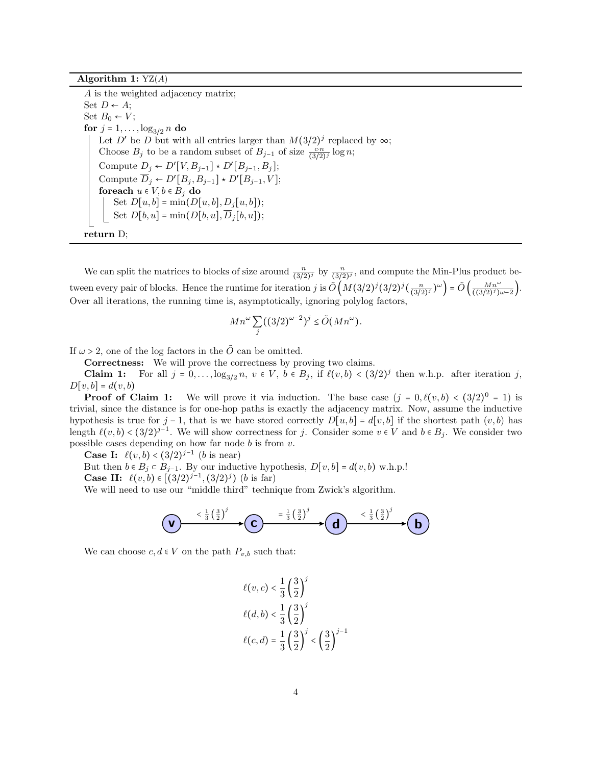**Algorithm 1:** YZ($A$)

```
A is the weighted adjacency matrix;
Set D ← A;
Set B_0 ← V;
for j = 1, ..., log_{3/2} n do
    Let D' be D but with all entries larger than M(3/2)^j replaced by ∞;
    Choose B_j to be a random subset of B_{j-1} of size (c·n)/((3/2)^j) log n;
    Compute D_j ← D'[V, B_{j-1}] ⋆ D'[B_{j-1}, B_j];
    Compute D̄_j ← D'[B_j, B_{j-1}] ⋆ D'[B_{j-1}, V];
    foreach u ∈ V, b ∈ B_j do
        Set D[u, b] = min(D[u, b], D_j[u, b]);
        Set D[b, u] = min(D[b, u], D̄_j[b, u]);
return D;
```

We can split the matrices to blocks of size around $\frac{n}{(3/2)^j}$ by $\frac{n}{(3/2)^j}$, and compute the Min-Plus product between every pair of blocks. Hence the runtime for iteration $j$ is $\tilde{O}\left(M(3/2)^j(3/2)^j(\frac{n}{(3/2)^j})^\omega\right) = \tilde{O}\left(\frac{Mn^\omega}{((3/2)^j)\omega-2}\right)$. Over all iterations, the running time is, asymptotically, ignoring polylog factors,

$$Mn^\omega \sum_j ((3/2)^{\omega-2})^j \leq \tilde{O}(Mn^\omega).$$

If $\omega > 2$, one of the log factors in the $\tilde{O}$ can be omitted.

**Correctness:** We will prove the correctness by proving two claims.

**Claim 1:** For all $j = 0, \ldots, \log_{3/2} n$, $v \in V$, $b \in B_j$, if $\ell(v,b) < (3/2)^j$ then w.h.p. after iteration $j$, $D[v,b] = d(v,b)$

**Proof of Claim 1:** We will prove it via induction. The base case ($j = 0, \ell(v,b) < (3/2)^0 = 1$) is trivial, since the distance is for one-hop paths is exactly the adjacency matrix. Now, assume the inductive hypothesis is true for $j-1$, that is we have stored correctly $D[u,b] = d[v,b]$ if the shortest path $(v,b)$ has length $\ell(v,b) < (3/2)^{j-1}$. We will show correctness for $j$. Consider some $v \in V$ and $b \in B_j$. We consider two possible cases depending on how far node $b$ is from $v$.

**Case I:** $\ell(v,b) < (3/2)^{j-1}$ ($b$ is near)

But then $b \in B_j \subset B_{j-1}$. By our inductive hypothesis, $D[v,b] = d(v,b)$ w.h.p.!

**Case II:** $\ell(v,b) \in [(3/2)^{j-1}, (3/2)^j)$ ($b$ is far)

We will need to use our "middle third" technique from Zwick's algorithm.

$$v \xrightarrow{< \frac{1}{3}\left(\frac{3}{2}\right)^j} c \xrightarrow{= \frac{1}{3}\left(\frac{3}{2}\right)^j} d \xrightarrow{< \frac{1}{3}\left(\frac{3}{2}\right)^j} b$$

We can choose $c, d \in V$ on the path $P_{v,b}$ such that:

$$\ell(v,c) < \frac{1}{3}\left(\frac{3}{2}\right)^j$$

$$\ell(d,b) < \frac{1}{3}\left(\frac{3}{2}\right)^j$$

$$\ell(c,d) = \frac{1}{3}\left(\frac{3}{2}\right)^j < \left(\frac{3}{2}\right)^{j-1}$$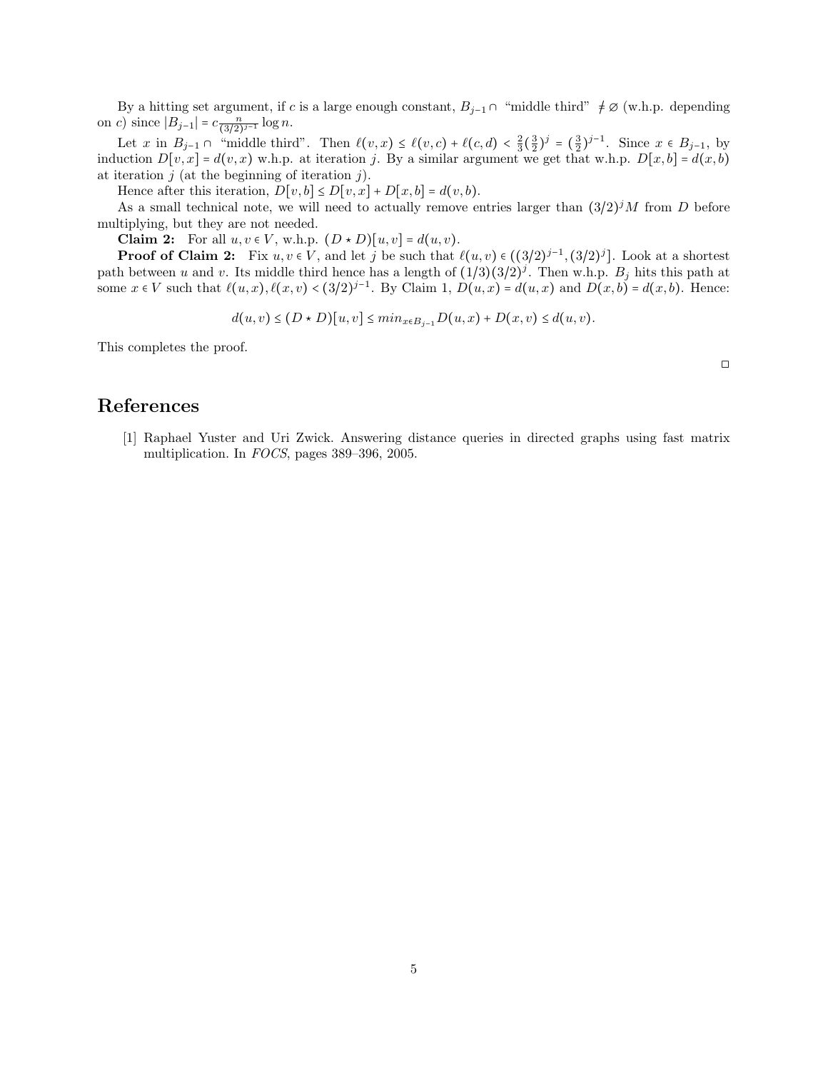By a hitting set argument, if $c$ is a large enough constant, $B_{j-1} \cap$ "middle third" $\neq \varnothing$ (w.h.p. depending on $c$) since $|B_{j-1}| = c\frac{n}{(3/2)^{j-1}} \log n$.

Let $x$ in $B_{j-1} \cap$ "middle third". Then $\ell(v,x) \leq \ell(v,c) + \ell(c,d) < \frac{2}{3}(\frac{3}{2})^j = (\frac{3}{2})^{j-1}$. Since $x \in B_{j-1}$, by induction $D[v,x] = d(v,x)$ w.h.p. at iteration $j$. By a similar argument we get that w.h.p. $D[x,b] = d(x,b)$ at iteration $j$ (at the beginning of iteration $j$).

Hence after this iteration, $D[v,b] \leq D[v,x] + D[x,b] = d(v,b)$.

As a small technical note, we will need to actually remove entries larger than $(3/2)^j M$ from $D$ before multiplying, but they are not needed.

**Claim 2:** For all $u, v \in V$, w.h.p. $(D \star D)[u,v] = d(u,v)$.

**Proof of Claim 2:** Fix $u, v \in V$, and let $j$ be such that $\ell(u,v) \in ((3/2)^{j-1}, (3/2)^j]$. Look at a shortest path between $u$ and $v$. Its middle third hence has a length of $(1/3)(3/2)^j$. Then w.h.p. $B_j$ hits this path at some $x \in V$ such that $\ell(u,x), \ell(x,v) < (3/2)^{j-1}$. By Claim 1, $D(u,x) = d(u,x)$ and $D(x,b) = d(x,b)$. Hence:

$$d(u,v) \leq (D \star D)[u,v] \leq min_{x \in B_{j-1}} D(u,x) + D(x,v) \leq d(u,v).$$

This completes the proof.

□

## References

[1] Raphael Yuster and Uri Zwick. Answering distance queries in directed graphs using fast matrix multiplication. In *FOCS*, pages 389–396, 2005.